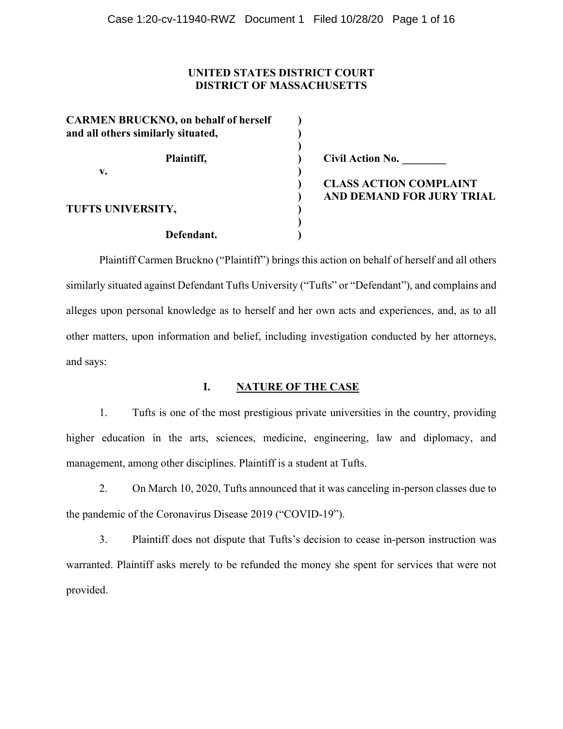**UNITED STATES DISTRICT COURT**
**DISTRICT OF MASSACHUSETTS**

| | |
|---|---|
| **CARMEN BRUCKNO, on behalf of herself and all others similarly situated,** | |
| **Plaintiff,** | **Civil Action No. ________** |
| **v.** | **CLASS ACTION COMPLAINT AND DEMAND FOR JURY TRIAL** |
| **TUFTS UNIVERSITY,** | |
| **Defendant.** | |

Plaintiff Carmen Bruckno ("Plaintiff") brings this action on behalf of herself and all others similarly situated against Defendant Tufts University ("Tufts" or "Defendant"), and complains and alleges upon personal knowledge as to herself and her own acts and experiences, and, as to all other matters, upon information and belief, including investigation conducted by her attorneys, and says:

## I. NATURE OF THE CASE

1. Tufts is one of the most prestigious private universities in the country, providing higher education in the arts, sciences, medicine, engineering, law and diplomacy, and management, among other disciplines. Plaintiff is a student at Tufts.

2. On March 10, 2020, Tufts announced that it was canceling in-person classes due to the pandemic of the Coronavirus Disease 2019 ("COVID-19").

3. Plaintiff does not dispute that Tufts's decision to cease in-person instruction was warranted. Plaintiff asks merely to be refunded the money she spent for services that were not provided.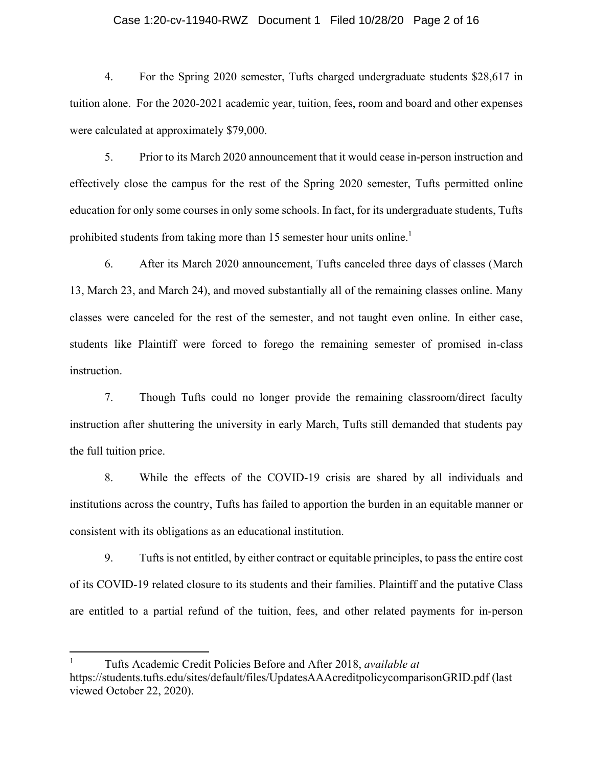4. For the Spring 2020 semester, Tufts charged undergraduate students $28,617 in tuition alone. For the 2020-2021 academic year, tuition, fees, room and board and other expenses were calculated at approximately $79,000.

5. Prior to its March 2020 announcement that it would cease in-person instruction and effectively close the campus for the rest of the Spring 2020 semester, Tufts permitted online education for only some courses in only some schools. In fact, for its undergraduate students, Tufts prohibited students from taking more than 15 semester hour units online.[1]

6. After its March 2020 announcement, Tufts canceled three days of classes (March 13, March 23, and March 24), and moved substantially all of the remaining classes online. Many classes were canceled for the rest of the semester, and not taught even online. In either case, students like Plaintiff were forced to forego the remaining semester of promised in-class instruction.

7. Though Tufts could no longer provide the remaining classroom/direct faculty instruction after shuttering the university in early March, Tufts still demanded that students pay the full tuition price.

8. While the effects of the COVID-19 crisis are shared by all individuals and institutions across the country, Tufts has failed to apportion the burden in an equitable manner or consistent with its obligations as an educational institution.

9. Tufts is not entitled, by either contract or equitable principles, to pass the entire cost of its COVID-19 related closure to its students and their families. Plaintiff and the putative Class are entitled to a partial refund of the tuition, fees, and other related payments for in-person

---

[1] Tufts Academic Credit Policies Before and After 2018, *available at* https://students.tufts.edu/sites/default/files/UpdatesAAAcreditpolicycomparisonGRID.pdf (last viewed October 22, 2020).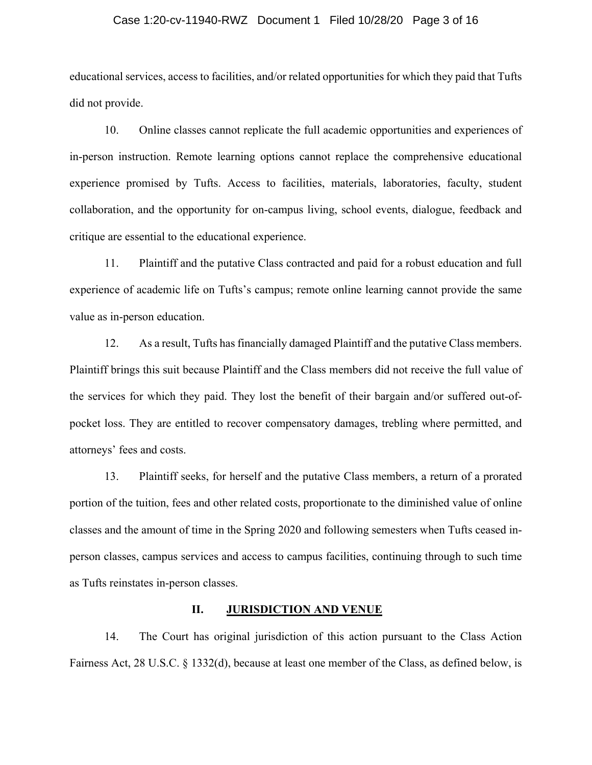educational services, access to facilities, and/or related opportunities for which they paid that Tufts did not provide.

10. Online classes cannot replicate the full academic opportunities and experiences of in-person instruction. Remote learning options cannot replace the comprehensive educational experience promised by Tufts. Access to facilities, materials, laboratories, faculty, student collaboration, and the opportunity for on-campus living, school events, dialogue, feedback and critique are essential to the educational experience.

11. Plaintiff and the putative Class contracted and paid for a robust education and full experience of academic life on Tufts's campus; remote online learning cannot provide the same value as in-person education.

12. As a result, Tufts has financially damaged Plaintiff and the putative Class members. Plaintiff brings this suit because Plaintiff and the Class members did not receive the full value of the services for which they paid. They lost the benefit of their bargain and/or suffered out-of-pocket loss. They are entitled to recover compensatory damages, trebling where permitted, and attorneys' fees and costs.

13. Plaintiff seeks, for herself and the putative Class members, a return of a prorated portion of the tuition, fees and other related costs, proportionate to the diminished value of online classes and the amount of time in the Spring 2020 and following semesters when Tufts ceased in-person classes, campus services and access to campus facilities, continuing through to such time as Tufts reinstates in-person classes.

## II. JURISDICTION AND VENUE

14. The Court has original jurisdiction of this action pursuant to the Class Action Fairness Act, 28 U.S.C. § 1332(d), because at least one member of the Class, as defined below, is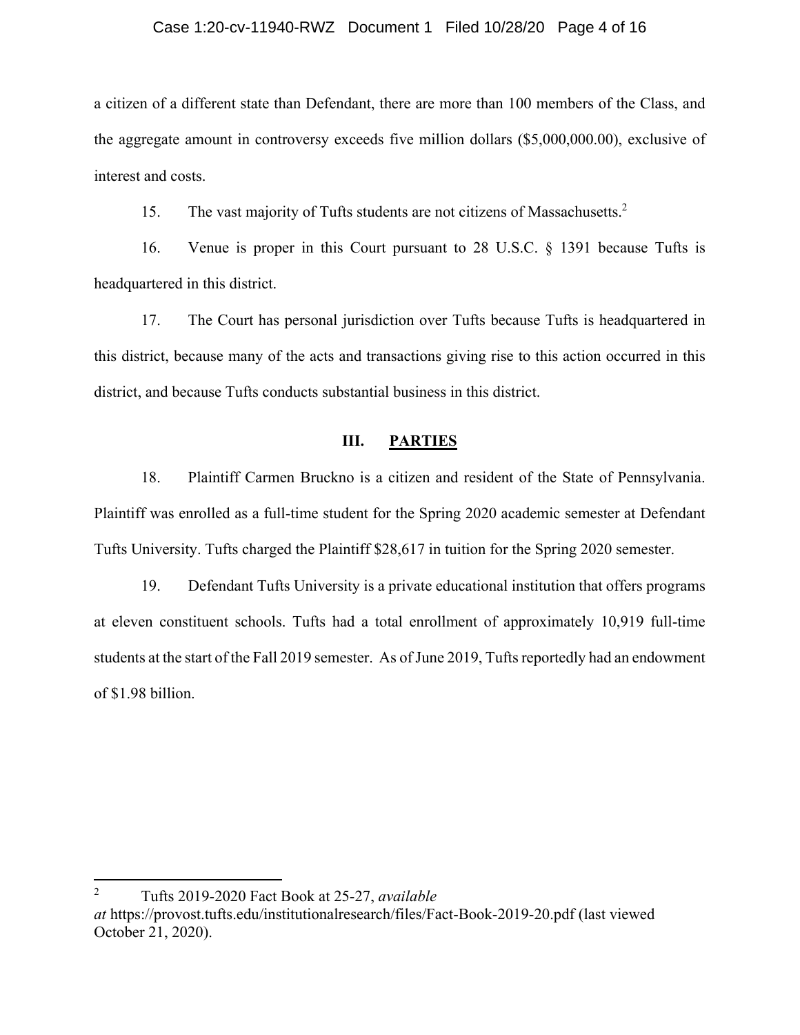a citizen of a different state than Defendant, there are more than 100 members of the Class, and the aggregate amount in controversy exceeds five million dollars ($5,000,000.00), exclusive of interest and costs.

15. The vast majority of Tufts students are not citizens of Massachusetts.[2]

16. Venue is proper in this Court pursuant to 28 U.S.C. § 1391 because Tufts is headquartered in this district.

17. The Court has personal jurisdiction over Tufts because Tufts is headquartered in this district, because many of the acts and transactions giving rise to this action occurred in this district, and because Tufts conducts substantial business in this district.

## III. <u>PARTIES</u>

18. Plaintiff Carmen Bruckno is a citizen and resident of the State of Pennsylvania. Plaintiff was enrolled as a full-time student for the Spring 2020 academic semester at Defendant Tufts University. Tufts charged the Plaintiff $28,617 in tuition for the Spring 2020 semester.

19. Defendant Tufts University is a private educational institution that offers programs at eleven constituent schools. Tufts had a total enrollment of approximately 10,919 full-time students at the start of the Fall 2019 semester. As of June 2019, Tufts reportedly had an endowment of $1.98 billion.

---

[2] Tufts 2019-2020 Fact Book at 25-27, *available at* https://provost.tufts.edu/institutionalresearch/files/Fact-Book-2019-20.pdf (last viewed October 21, 2020).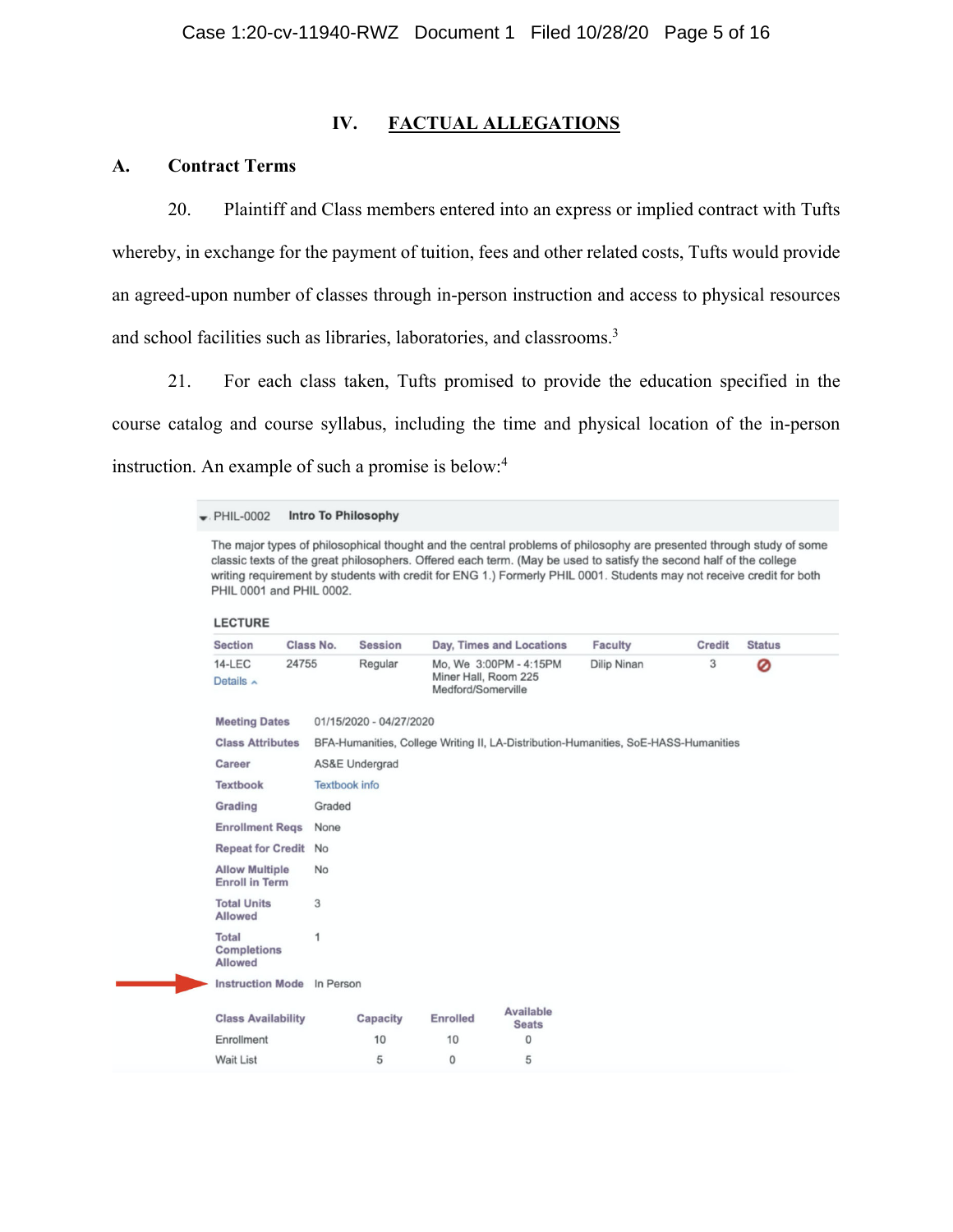## IV. FACTUAL ALLEGATIONS

### A. Contract Terms

20. Plaintiff and Class members entered into an express or implied contract with Tufts whereby, in exchange for the payment of tuition, fees and other related costs, Tufts would provide an agreed-upon number of classes through in-person instruction and access to physical resources and school facilities such as libraries, laboratories, and classrooms.[3]

21. For each class taken, Tufts promised to provide the education specified in the course catalog and course syllabus, including the time and physical location of the in-person instruction. An example of such a promise is below:[4]

**PHIL-0002 Intro To Philosophy**

The major types of philosophical thought and the central problems of philosophy are presented through study of some classic texts of the great philosophers. Offered each term. (May be used to satisfy the second half of the college writing requirement by students with credit for ENG 1.) Formerly PHIL 0001. Students may not receive credit for both PHIL 0001 and PHIL 0002.

**LECTURE**

| Section | Class No. | Session | Day, Times and Locations | Faculty | Credit | Status |
|---|---|---|---|---|---|---|
| 14-LEC<br>Details | 24755 | Regular | Mo, We 3:00PM - 4:15PM<br>Miner Hall, Room 225<br>Medford/Somerville | Dilip Ninan | 3 | ⊘ |

| | |
|---|---|
| Meeting Dates | 01/15/2020 - 04/27/2020 |
| Class Attributes | BFA-Humanities, College Writing II, LA-Distribution-Humanities, SoE-HASS-Humanities |
| Career | AS&E Undergrad |
| Textbook | Textbook info |
| Grading | Graded |
| Enrollment Reqs | None |
| Repeat for Credit | No |
| Allow Multiple Enroll in Term | No |
| Total Units Allowed | 3 |
| Total Completions Allowed | 1 |
| Instruction Mode | In Person |

| Class Availability | Capacity | Enrolled | Available Seats |
|---|---|---|---|
| Enrollment | 10 | 10 | 0 |
| Wait List | 5 | 0 | 5 |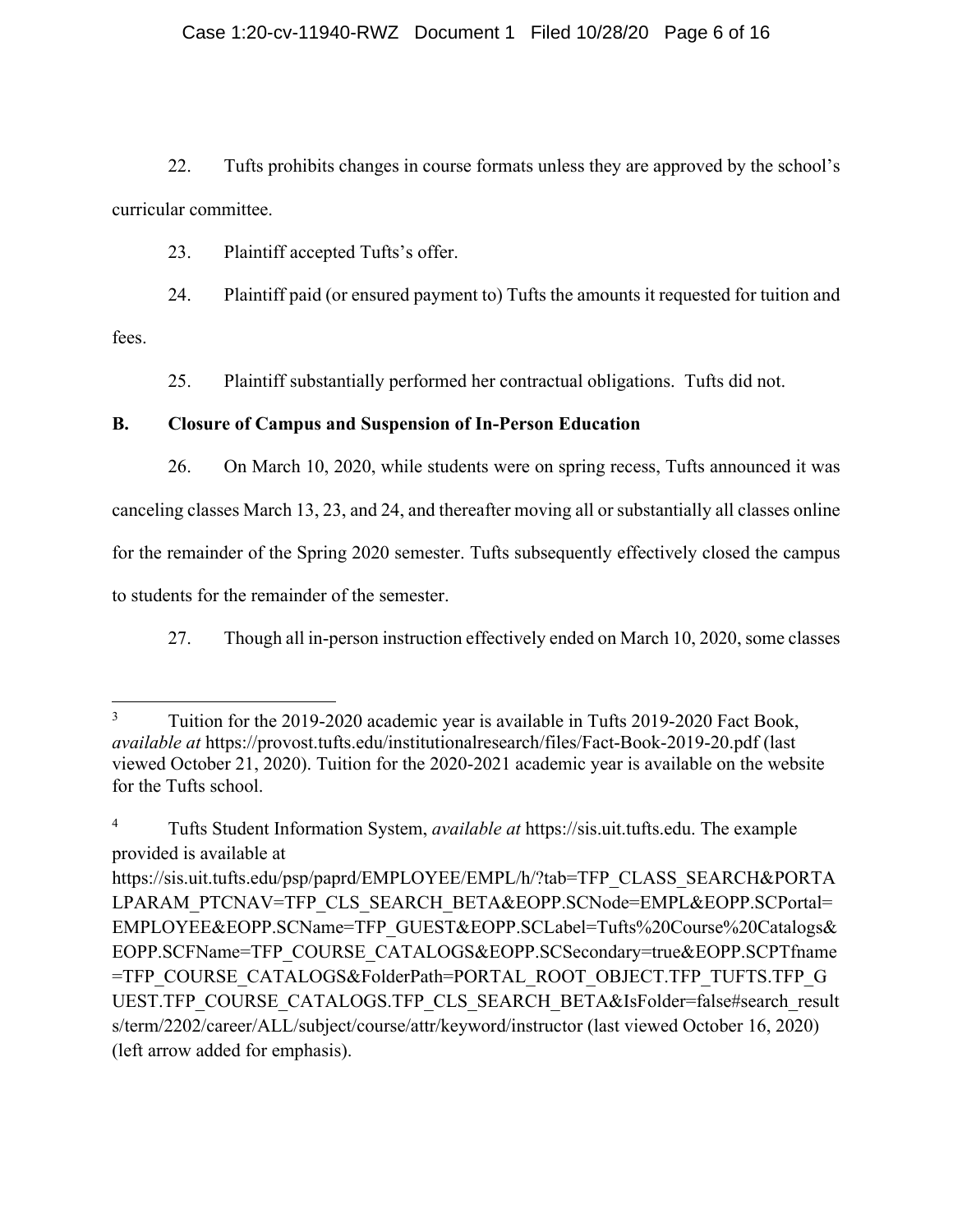22. Tufts prohibits changes in course formats unless they are approved by the school's curricular committee.

23. Plaintiff accepted Tufts's offer.

24. Plaintiff paid (or ensured payment to) Tufts the amounts it requested for tuition and fees.

25. Plaintiff substantially performed her contractual obligations. Tufts did not.

### B. Closure of Campus and Suspension of In-Person Education

26. On March 10, 2020, while students were on spring recess, Tufts announced it was canceling classes March 13, 23, and 24, and thereafter moving all or substantially all classes online for the remainder of the Spring 2020 semester. Tufts subsequently effectively closed the campus to students for the remainder of the semester.

27. Though all in-person instruction effectively ended on March 10, 2020, some classes

---

[3] Tuition for the 2019-2020 academic year is available in Tufts 2019-2020 Fact Book, *available at* https://provost.tufts.edu/institutionalresearch/files/Fact-Book-2019-20.pdf (last viewed October 21, 2020). Tuition for the 2020-2021 academic year is available on the website for the Tufts school.

[4] Tufts Student Information System, *available at* https://sis.uit.tufts.edu. The example provided is available at https://sis.uit.tufts.edu/psp/paprd/EMPLOYEE/EMPL/h/?tab=TFP_CLASS_SEARCH&PORTALPARAM_PTCNAV=TFP_CLS_SEARCH_BETA&EOPP.SCNode=EMPL&EOPP.SCPortal=EMPLOYEE&EOPP.SCName=TFP_GUEST&EOPP.SCLabel=Tufts%20Course%20Catalogs&EOPP.SCFName=TFP_COURSE_CATALOGS&EOPP.SCSecondary=true&EOPP.SCPTfname=TFP_COURSE_CATALOGS&FolderPath=PORTAL_ROOT_OBJECT.TFP_TUFTS.TFP_GUEST.TFP_COURSE_CATALOGS.TFP_CLS_SEARCH_BETA&IsFolder=false#search_results/term/2202/career/ALL/subject/course/attr/keyword/instructor (last viewed October 16, 2020) (left arrow added for emphasis).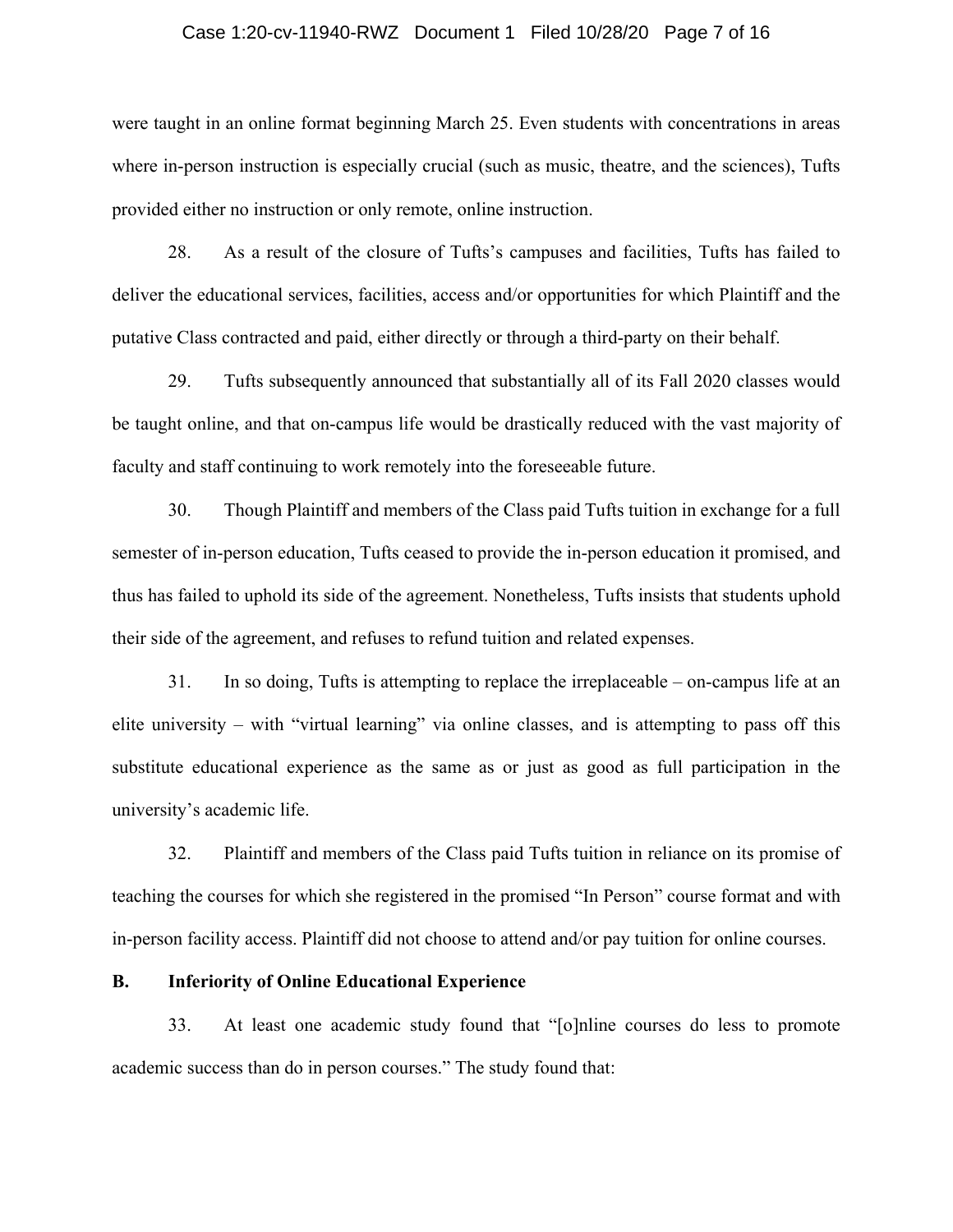were taught in an online format beginning March 25. Even students with concentrations in areas where in-person instruction is especially crucial (such as music, theatre, and the sciences), Tufts provided either no instruction or only remote, online instruction.

28. As a result of the closure of Tufts's campuses and facilities, Tufts has failed to deliver the educational services, facilities, access and/or opportunities for which Plaintiff and the putative Class contracted and paid, either directly or through a third-party on their behalf.

29. Tufts subsequently announced that substantially all of its Fall 2020 classes would be taught online, and that on-campus life would be drastically reduced with the vast majority of faculty and staff continuing to work remotely into the foreseeable future.

30. Though Plaintiff and members of the Class paid Tufts tuition in exchange for a full semester of in-person education, Tufts ceased to provide the in-person education it promised, and thus has failed to uphold its side of the agreement. Nonetheless, Tufts insists that students uphold their side of the agreement, and refuses to refund tuition and related expenses.

31. In so doing, Tufts is attempting to replace the irreplaceable – on-campus life at an elite university – with "virtual learning" via online classes, and is attempting to pass off this substitute educational experience as the same as or just as good as full participation in the university's academic life.

32. Plaintiff and members of the Class paid Tufts tuition in reliance on its promise of teaching the courses for which she registered in the promised "In Person" course format and with in-person facility access. Plaintiff did not choose to attend and/or pay tuition for online courses.

**B. Inferiority of Online Educational Experience**

33. At least one academic study found that "[o]nline courses do less to promote academic success than do in person courses." The study found that: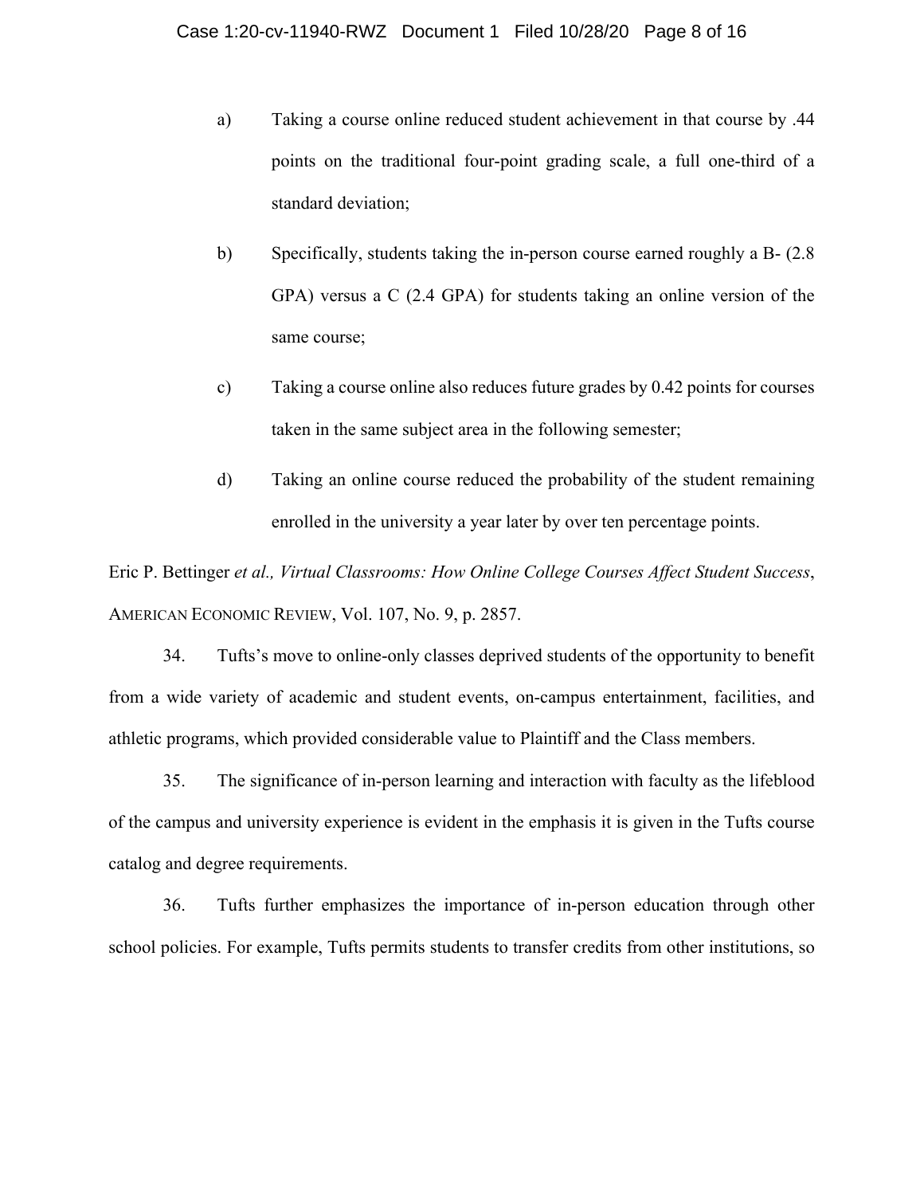a) Taking a course online reduced student achievement in that course by .44 points on the traditional four-point grading scale, a full one-third of a standard deviation;

b) Specifically, students taking the in-person course earned roughly a B- (2.8 GPA) versus a C (2.4 GPA) for students taking an online version of the same course;

c) Taking a course online also reduces future grades by 0.42 points for courses taken in the same subject area in the following semester;

d) Taking an online course reduced the probability of the student remaining enrolled in the university a year later by over ten percentage points.

Eric P. Bettinger *et al., Virtual Classrooms: How Online College Courses Affect Student Success*, AMERICAN ECONOMIC REVIEW, Vol. 107, No. 9, p. 2857.

34. Tufts's move to online-only classes deprived students of the opportunity to benefit from a wide variety of academic and student events, on-campus entertainment, facilities, and athletic programs, which provided considerable value to Plaintiff and the Class members.

35. The significance of in-person learning and interaction with faculty as the lifeblood of the campus and university experience is evident in the emphasis it is given in the Tufts course catalog and degree requirements.

36. Tufts further emphasizes the importance of in-person education through other school policies. For example, Tufts permits students to transfer credits from other institutions, so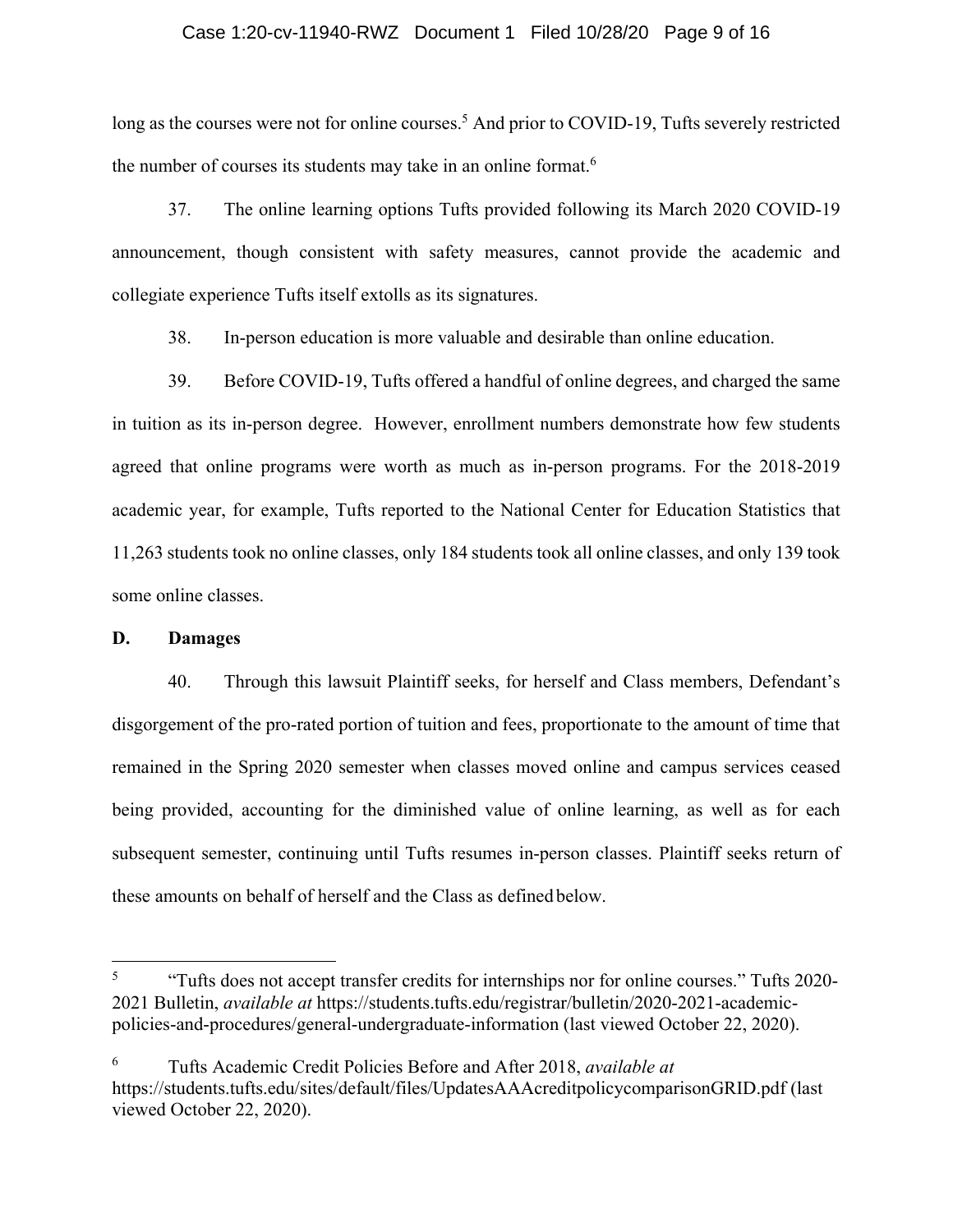long as the courses were not for online courses.[5] And prior to COVID-19, Tufts severely restricted the number of courses its students may take in an online format.[6]

37. The online learning options Tufts provided following its March 2020 COVID-19 announcement, though consistent with safety measures, cannot provide the academic and collegiate experience Tufts itself extolls as its signatures.

38. In-person education is more valuable and desirable than online education.

39. Before COVID-19, Tufts offered a handful of online degrees, and charged the same in tuition as its in-person degree. However, enrollment numbers demonstrate how few students agreed that online programs were worth as much as in-person programs. For the 2018-2019 academic year, for example, Tufts reported to the National Center for Education Statistics that 11,263 students took no online classes, only 184 students took all online classes, and only 139 took some online classes.

**D. Damages**

40. Through this lawsuit Plaintiff seeks, for herself and Class members, Defendant's disgorgement of the pro-rated portion of tuition and fees, proportionate to the amount of time that remained in the Spring 2020 semester when classes moved online and campus services ceased being provided, accounting for the diminished value of online learning, as well as for each subsequent semester, continuing until Tufts resumes in-person classes. Plaintiff seeks return of these amounts on behalf of herself and the Class as defined below.

---

[5] "Tufts does not accept transfer credits for internships nor for online courses." Tufts 2020-2021 Bulletin, *available at* https://students.tufts.edu/registrar/bulletin/2020-2021-academic-policies-and-procedures/general-undergraduate-information (last viewed October 22, 2020).

[6] Tufts Academic Credit Policies Before and After 2018, *available at* https://students.tufts.edu/sites/default/files/UpdatesAAAcreditpolicycomparisonGRID.pdf (last viewed October 22, 2020).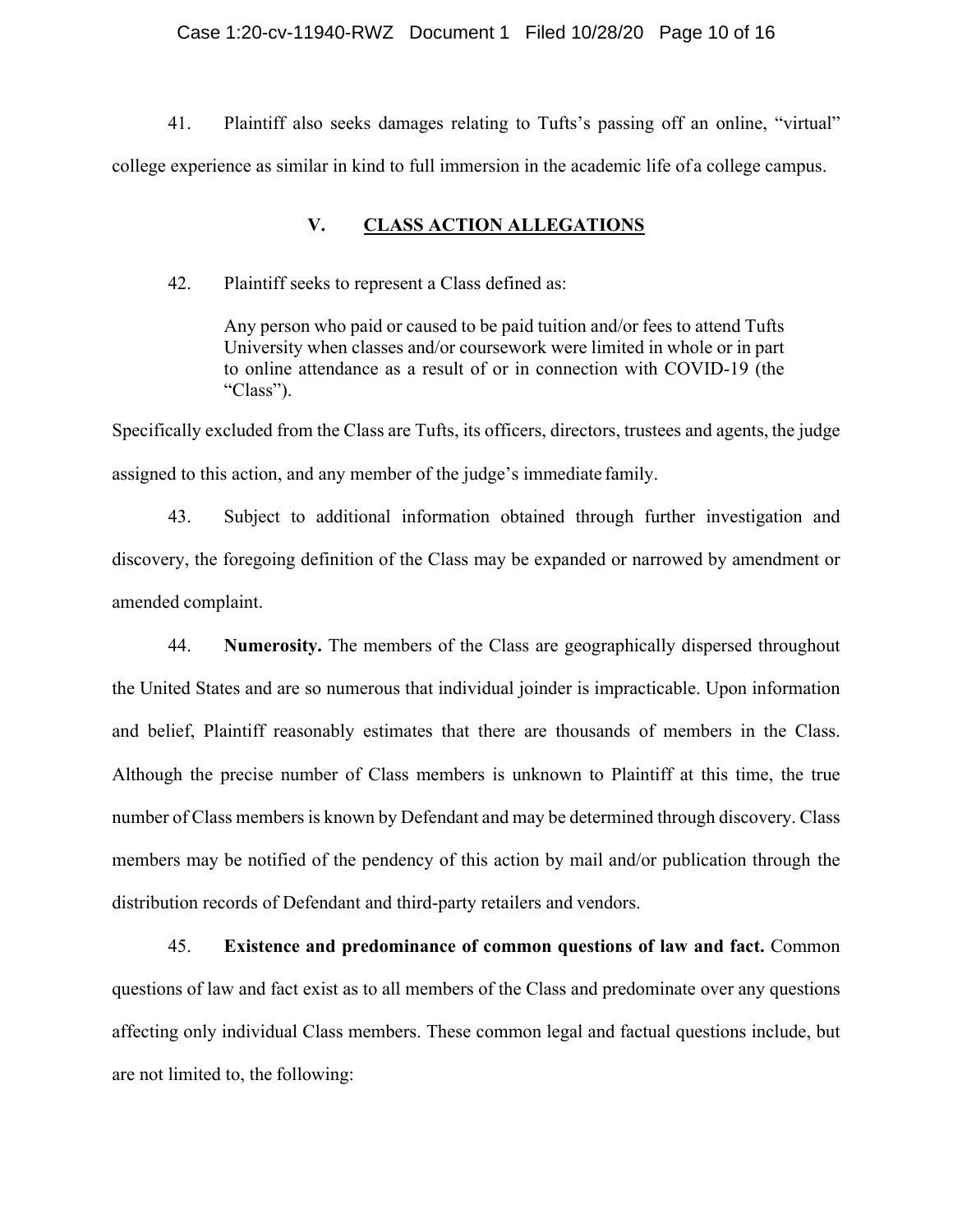41. Plaintiff also seeks damages relating to Tufts's passing off an online, "virtual" college experience as similar in kind to full immersion in the academic life of a college campus.

## V. CLASS ACTION ALLEGATIONS

42. Plaintiff seeks to represent a Class defined as:

> Any person who paid or caused to be paid tuition and/or fees to attend Tufts University when classes and/or coursework were limited in whole or in part to online attendance as a result of or in connection with COVID-19 (the "Class").

Specifically excluded from the Class are Tufts, its officers, directors, trustees and agents, the judge assigned to this action, and any member of the judge's immediate family.

43. Subject to additional information obtained through further investigation and discovery, the foregoing definition of the Class may be expanded or narrowed by amendment or amended complaint.

44. **Numerosity.** The members of the Class are geographically dispersed throughout the United States and are so numerous that individual joinder is impracticable. Upon information and belief, Plaintiff reasonably estimates that there are thousands of members in the Class. Although the precise number of Class members is unknown to Plaintiff at this time, the true number of Class members is known by Defendant and may be determined through discovery. Class members may be notified of the pendency of this action by mail and/or publication through the distribution records of Defendant and third-party retailers and vendors.

45. **Existence and predominance of common questions of law and fact.** Common questions of law and fact exist as to all members of the Class and predominate over any questions affecting only individual Class members. These common legal and factual questions include, but are not limited to, the following: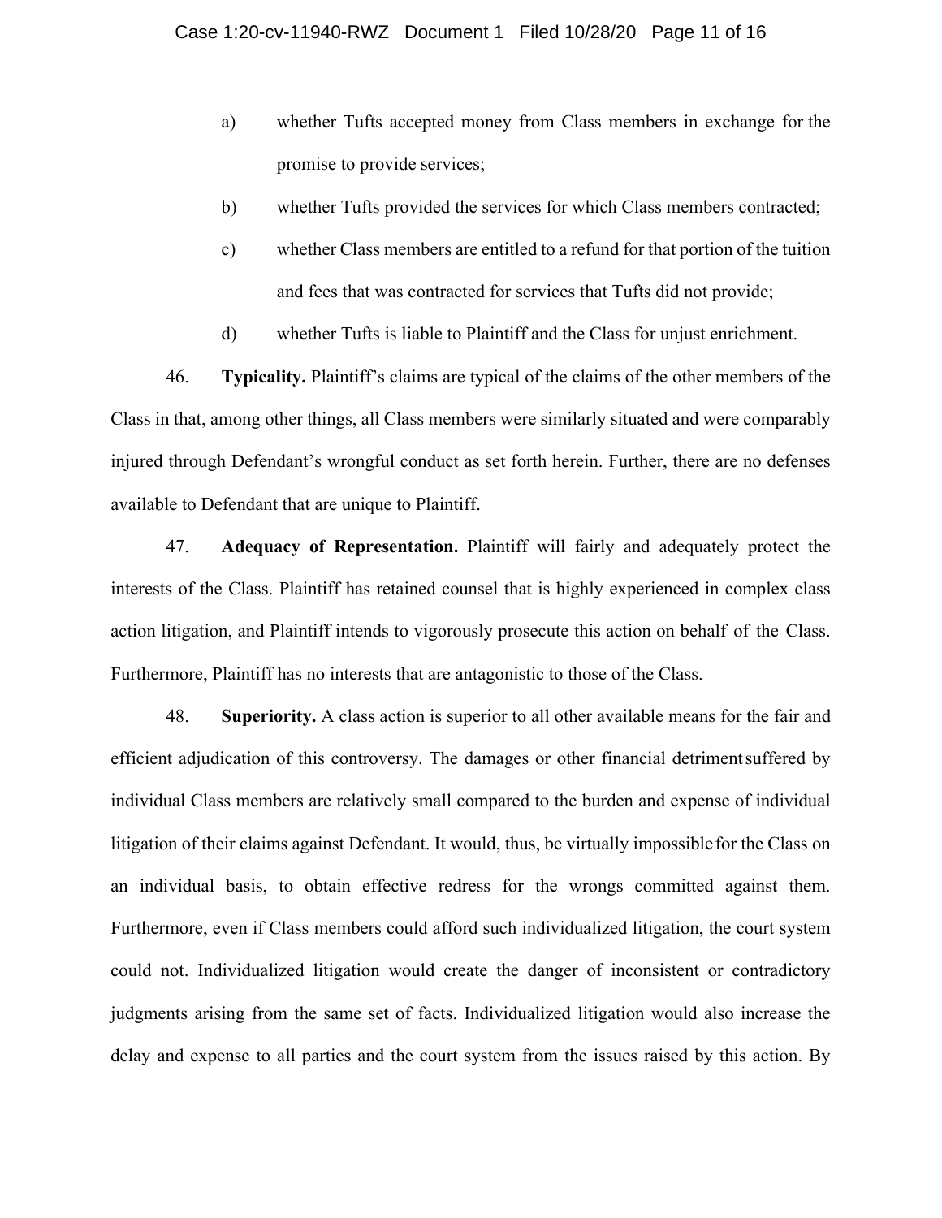a) whether Tufts accepted money from Class members in exchange for the promise to provide services;

b) whether Tufts provided the services for which Class members contracted;

c) whether Class members are entitled to a refund for that portion of the tuition and fees that was contracted for services that Tufts did not provide;

d) whether Tufts is liable to Plaintiff and the Class for unjust enrichment.

46. **Typicality.** Plaintiff's claims are typical of the claims of the other members of the Class in that, among other things, all Class members were similarly situated and were comparably injured through Defendant's wrongful conduct as set forth herein. Further, there are no defenses available to Defendant that are unique to Plaintiff.

47. **Adequacy of Representation.** Plaintiff will fairly and adequately protect the interests of the Class. Plaintiff has retained counsel that is highly experienced in complex class action litigation, and Plaintiff intends to vigorously prosecute this action on behalf of the Class. Furthermore, Plaintiff has no interests that are antagonistic to those of the Class.

48. **Superiority.** A class action is superior to all other available means for the fair and efficient adjudication of this controversy. The damages or other financial detriment suffered by individual Class members are relatively small compared to the burden and expense of individual litigation of their claims against Defendant. It would, thus, be virtually impossible for the Class on an individual basis, to obtain effective redress for the wrongs committed against them. Furthermore, even if Class members could afford such individualized litigation, the court system could not. Individualized litigation would create the danger of inconsistent or contradictory judgments arising from the same set of facts. Individualized litigation would also increase the delay and expense to all parties and the court system from the issues raised by this action. By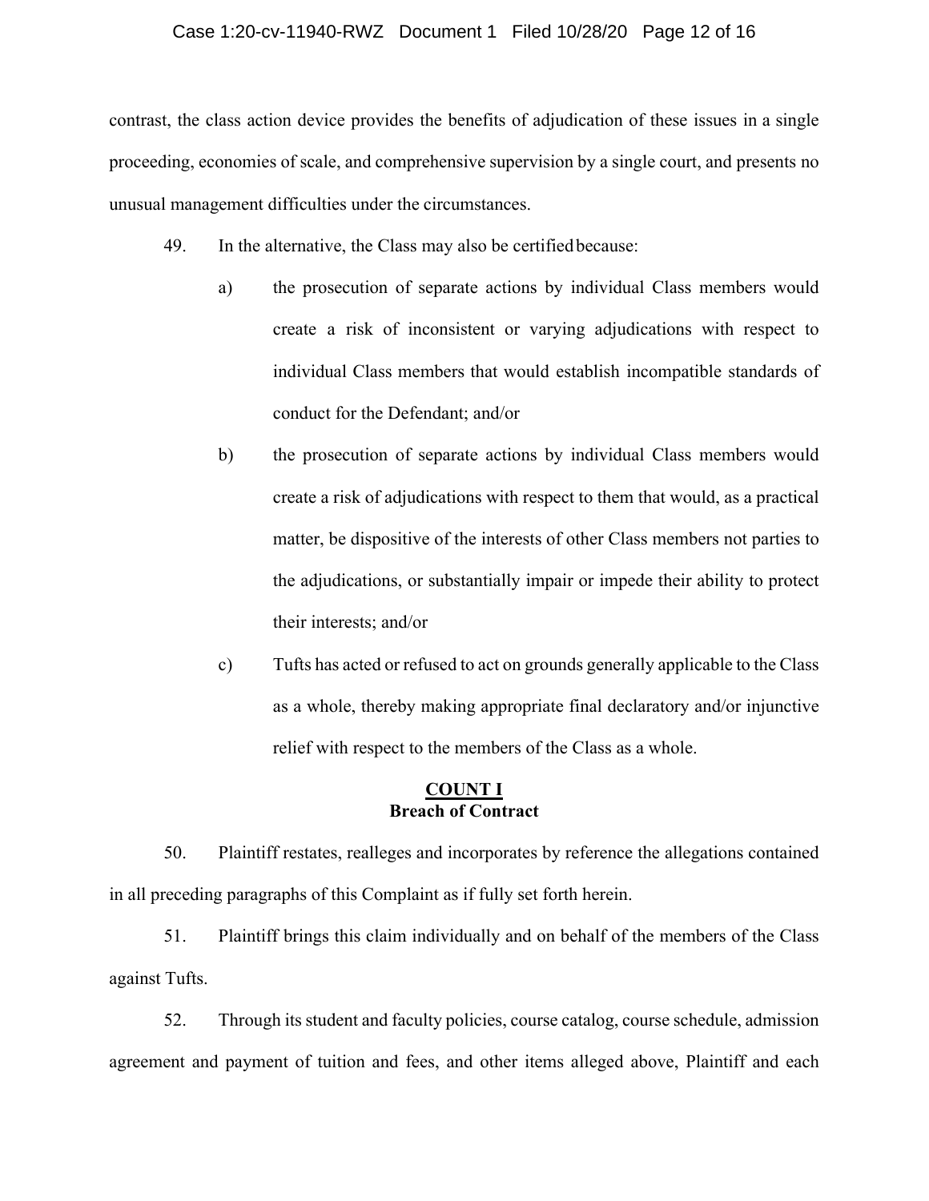contrast, the class action device provides the benefits of adjudication of these issues in a single proceeding, economies of scale, and comprehensive supervision by a single court, and presents no unusual management difficulties under the circumstances.

49. In the alternative, the Class may also be certified because:

a) the prosecution of separate actions by individual Class members would create a risk of inconsistent or varying adjudications with respect to individual Class members that would establish incompatible standards of conduct for the Defendant; and/or

b) the prosecution of separate actions by individual Class members would create a risk of adjudications with respect to them that would, as a practical matter, be dispositive of the interests of other Class members not parties to the adjudications, or substantially impair or impede their ability to protect their interests; and/or

c) Tufts has acted or refused to act on grounds generally applicable to the Class as a whole, thereby making appropriate final declaratory and/or injunctive relief with respect to the members of the Class as a whole.

## COUNT I
## Breach of Contract

50. Plaintiff restates, realleges and incorporates by reference the allegations contained in all preceding paragraphs of this Complaint as if fully set forth herein.

51. Plaintiff brings this claim individually and on behalf of the members of the Class against Tufts.

52. Through its student and faculty policies, course catalog, course schedule, admission agreement and payment of tuition and fees, and other items alleged above, Plaintiff and each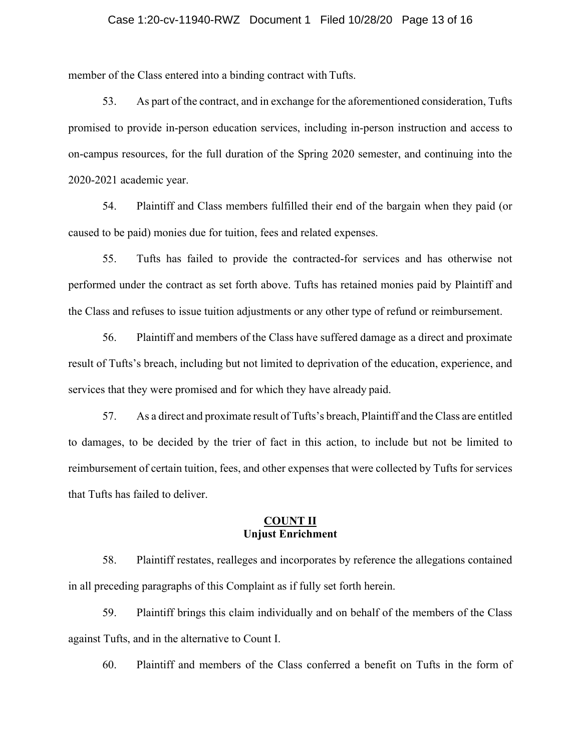member of the Class entered into a binding contract with Tufts.

53. As part of the contract, and in exchange for the aforementioned consideration, Tufts promised to provide in-person education services, including in-person instruction and access to on-campus resources, for the full duration of the Spring 2020 semester, and continuing into the 2020-2021 academic year.

54. Plaintiff and Class members fulfilled their end of the bargain when they paid (or caused to be paid) monies due for tuition, fees and related expenses.

55. Tufts has failed to provide the contracted-for services and has otherwise not performed under the contract as set forth above. Tufts has retained monies paid by Plaintiff and the Class and refuses to issue tuition adjustments or any other type of refund or reimbursement.

56. Plaintiff and members of the Class have suffered damage as a direct and proximate result of Tufts's breach, including but not limited to deprivation of the education, experience, and services that they were promised and for which they have already paid.

57. As a direct and proximate result of Tufts's breach, Plaintiff and the Class are entitled to damages, to be decided by the trier of fact in this action, to include but not be limited to reimbursement of certain tuition, fees, and other expenses that were collected by Tufts for services that Tufts has failed to deliver.

## COUNT II
**Unjust Enrichment**

58. Plaintiff restates, realleges and incorporates by reference the allegations contained in all preceding paragraphs of this Complaint as if fully set forth herein.

59. Plaintiff brings this claim individually and on behalf of the members of the Class against Tufts, and in the alternative to Count I.

60. Plaintiff and members of the Class conferred a benefit on Tufts in the form of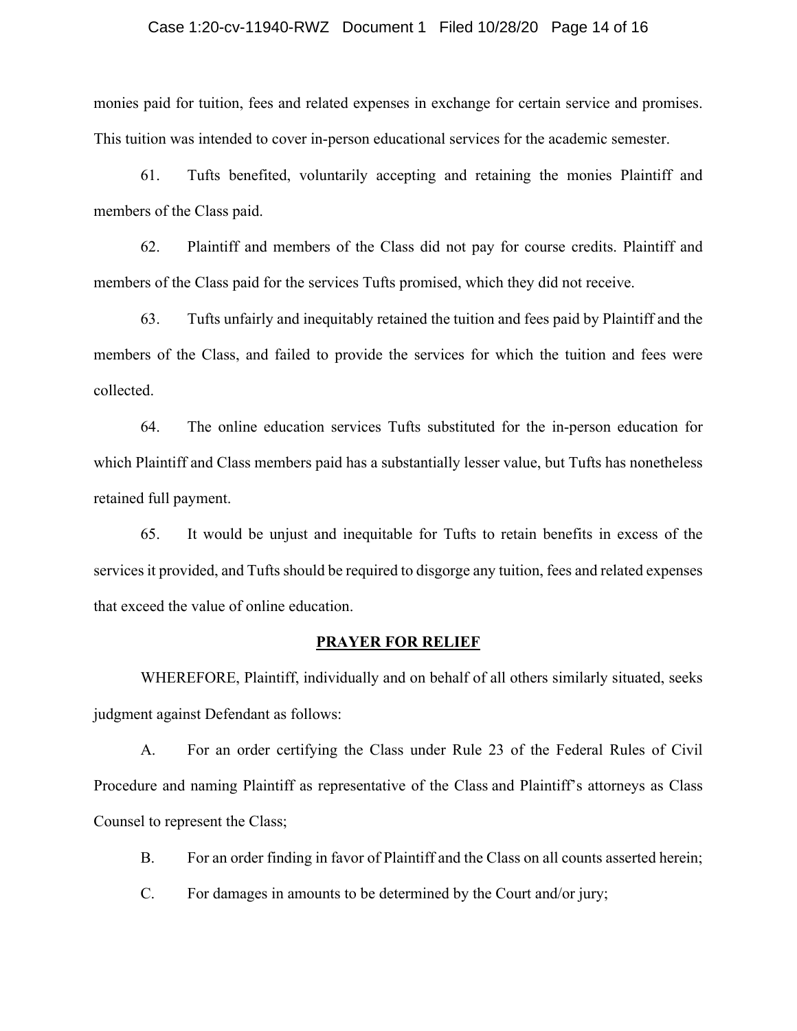monies paid for tuition, fees and related expenses in exchange for certain service and promises. This tuition was intended to cover in-person educational services for the academic semester.

61. Tufts benefited, voluntarily accepting and retaining the monies Plaintiff and members of the Class paid.

62. Plaintiff and members of the Class did not pay for course credits. Plaintiff and members of the Class paid for the services Tufts promised, which they did not receive.

63. Tufts unfairly and inequitably retained the tuition and fees paid by Plaintiff and the members of the Class, and failed to provide the services for which the tuition and fees were collected.

64. The online education services Tufts substituted for the in-person education for which Plaintiff and Class members paid has a substantially lesser value, but Tufts has nonetheless retained full payment.

65. It would be unjust and inequitable for Tufts to retain benefits in excess of the services it provided, and Tufts should be required to disgorge any tuition, fees and related expenses that exceed the value of online education.

## PRAYER FOR RELIEF

WHEREFORE, Plaintiff, individually and on behalf of all others similarly situated, seeks judgment against Defendant as follows:

A. For an order certifying the Class under Rule 23 of the Federal Rules of Civil Procedure and naming Plaintiff as representative of the Class and Plaintiff's attorneys as Class Counsel to represent the Class;

B. For an order finding in favor of Plaintiff and the Class on all counts asserted herein;

C. For damages in amounts to be determined by the Court and/or jury;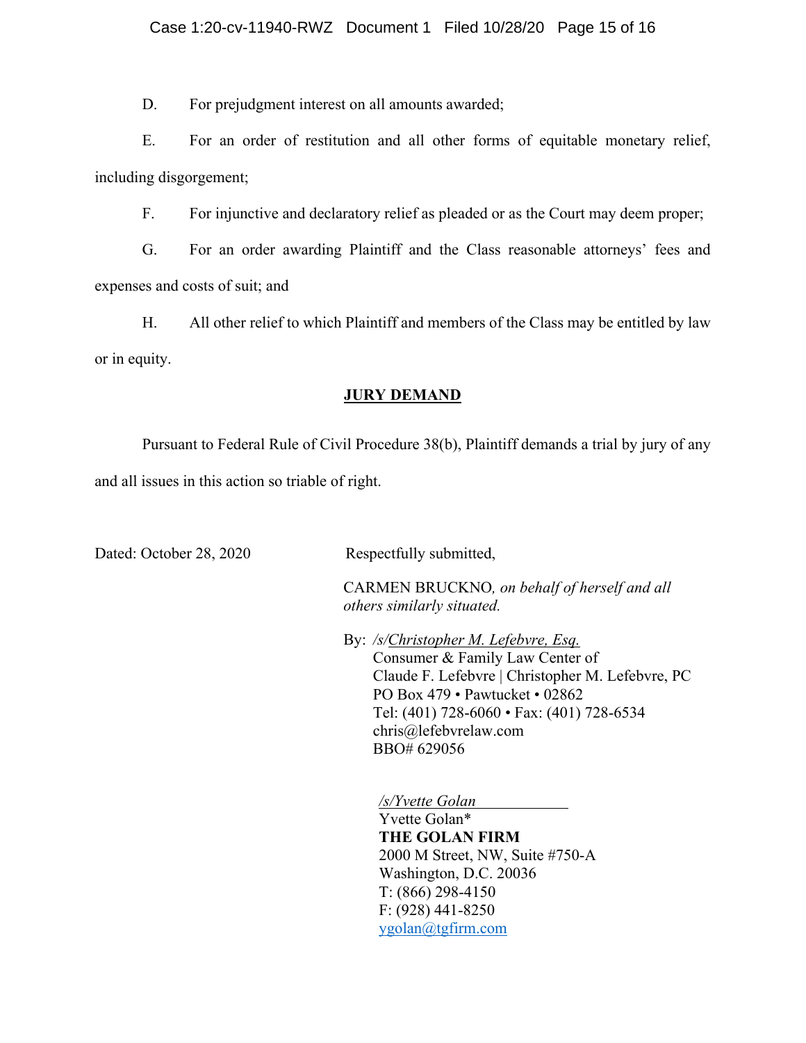D. For prejudgment interest on all amounts awarded;

E. For an order of restitution and all other forms of equitable monetary relief, including disgorgement;

F. For injunctive and declaratory relief as pleaded or as the Court may deem proper;

G. For an order awarding Plaintiff and the Class reasonable attorneys' fees and expenses and costs of suit; and

H. All other relief to which Plaintiff and members of the Class may be entitled by law or in equity.

## **JURY DEMAND**

Pursuant to Federal Rule of Civil Procedure 38(b), Plaintiff demands a trial by jury of any and all issues in this action so triable of right.

Dated: October 28, 2020

Respectfully submitted,

CARMEN BRUCKNO, *on behalf of herself and all others similarly situated.*

By: */s/Christopher M. Lefebvre, Esq.*
Consumer & Family Law Center of
Claude F. Lefebvre | Christopher M. Lefebvre, PC
PO Box 479 • Pawtucket • 02862
Tel: (401) 728-6060 • Fax: (401) 728-6534
chris@lefebvrelaw.com
BBO# 629056

*/s/Yvette Golan*
Yvette Golan*
**THE GOLAN FIRM**
2000 M Street, NW, Suite #750-A
Washington, D.C. 20036
T: (866) 298-4150
F: (928) 441-8250
ygolan@tgfirm.com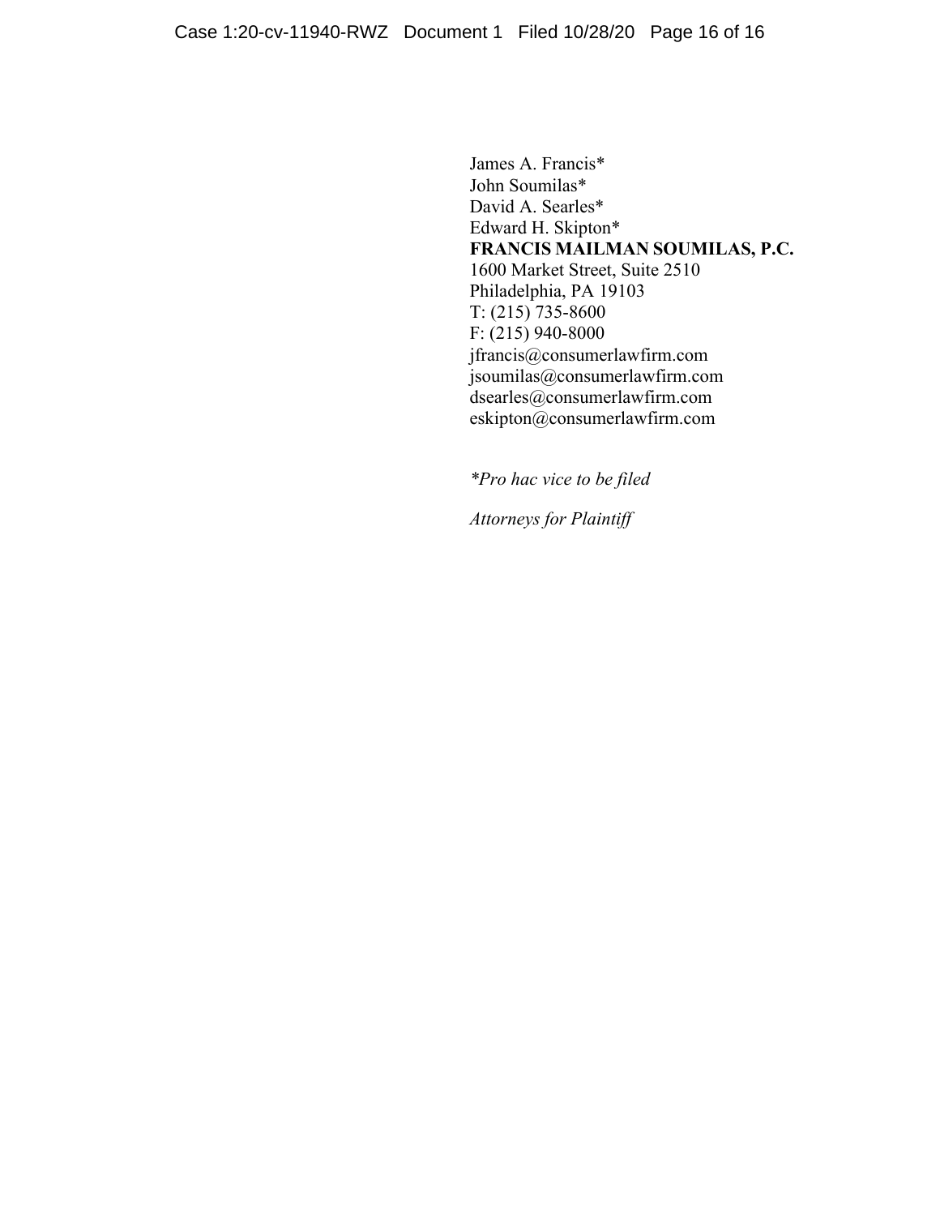James A. Francis*  
John Soumilas*  
David A. Searles*  
Edward H. Skipton*  
**FRANCIS MAILMAN SOUMILAS, P.C.**  
1600 Market Street, Suite 2510  
Philadelphia, PA 19103  
T: (215) 735-8600  
F: (215) 940-8000  
jfrancis@consumerlawfirm.com  
jsoumilas@consumerlawfirm.com  
dsearles@consumerlawfirm.com  
eskipton@consumerlawfirm.com

*\*Pro hac vice to be filed*

*Attorneys for Plaintiff*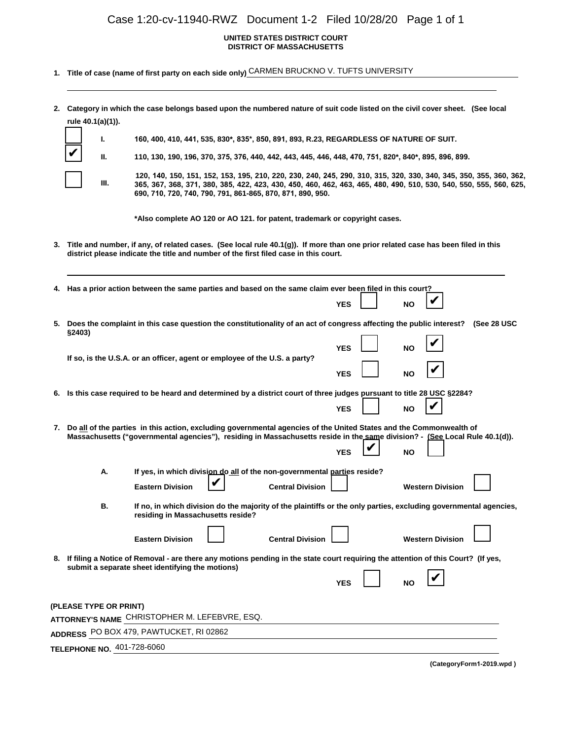# UNITED STATES DISTRICT COURT
## DISTRICT OF MASSACHUSETTS

1. **Title of case (name of first party on each side only)** CARMEN BRUCKNO V. TUFTS UNIVERSITY

2. **Category in which the case belongs based upon the numbered nature of suit code listed on the civil cover sheet. (See local rule 40.1(a)(1)).**

   - [ ] **I.** **160, 400, 410, 441, 535, 830\*, 835\*, 850, 891, 893, R.23, REGARDLESS OF NATURE OF SUIT.**
   - [x] **II.** **110, 130, 190, 196, 370, 375, 376, 440, 442, 443, 445, 446, 448, 470, 751, 820\*, 840\*, 895, 896, 899.**
   - [ ] **III.** **120, 140, 150, 151, 152, 153, 195, 210, 220, 230, 240, 245, 290, 310, 315, 320, 330, 340, 345, 350, 355, 360, 362, 365, 367, 368, 371, 380, 385, 422, 423, 430, 450, 460, 462, 463, 465, 480, 490, 510, 530, 540, 550, 555, 560, 625, 690, 710, 720, 740, 790, 791, 861-865, 870, 871, 890, 950.**

   **\*Also complete AO 120 or AO 121. for patent, trademark or copyright cases.**

3. **Title and number, if any, of related cases. (See local rule 40.1(g)). If more than one prior related case has been filed in this district please indicate the title and number of the first filed case in this court.**

4. **Has a prior action between the same parties and based on the same claim ever been filed in this court?**

   YES [ ] NO [x]

5. **Does the complaint in this case question the constitutionality of an act of congress affecting the public interest? (See 28 USC §2403)**

   YES [ ] NO [x]

   **If so, is the U.S.A. or an officer, agent or employee of the U.S. a party?**

   YES [ ] NO [x]

6. **Is this case required to be heard and determined by a district court of three judges pursuant to title 28 USC §2284?**

   YES [ ] NO [x]

7. **Do all of the parties in this action, excluding governmental agencies of the United States and the Commonwealth of Massachusetts ("governmental agencies"), residing in Massachusetts reside in the same division? - (See Local Rule 40.1(d)).**

   YES [x] NO [ ]

   **A.** **If yes, in which division do all of the non-governmental parties reside?**

   Eastern Division [x] Central Division [ ] Western Division [ ]

   **B.** **If no, in which division do the majority of the plaintiffs or the only parties, excluding governmental agencies, residing in Massachusetts reside?**

   Eastern Division [ ] Central Division [ ] Western Division [ ]

8. **If filing a Notice of Removal - are there any motions pending in the state court requiring the attention of this Court? (If yes, submit a separate sheet identifying the motions)**

   YES [ ] NO [x]

**(PLEASE TYPE OR PRINT)**

**ATTORNEY'S NAME** CHRISTOPHER M. LEFEBVRE, ESQ.

**ADDRESS** PO BOX 479, PAWTUCKET, RI 02862

**TELEPHONE NO.** 401-728-6060

**(CategoryForm1-2019.wpd )**